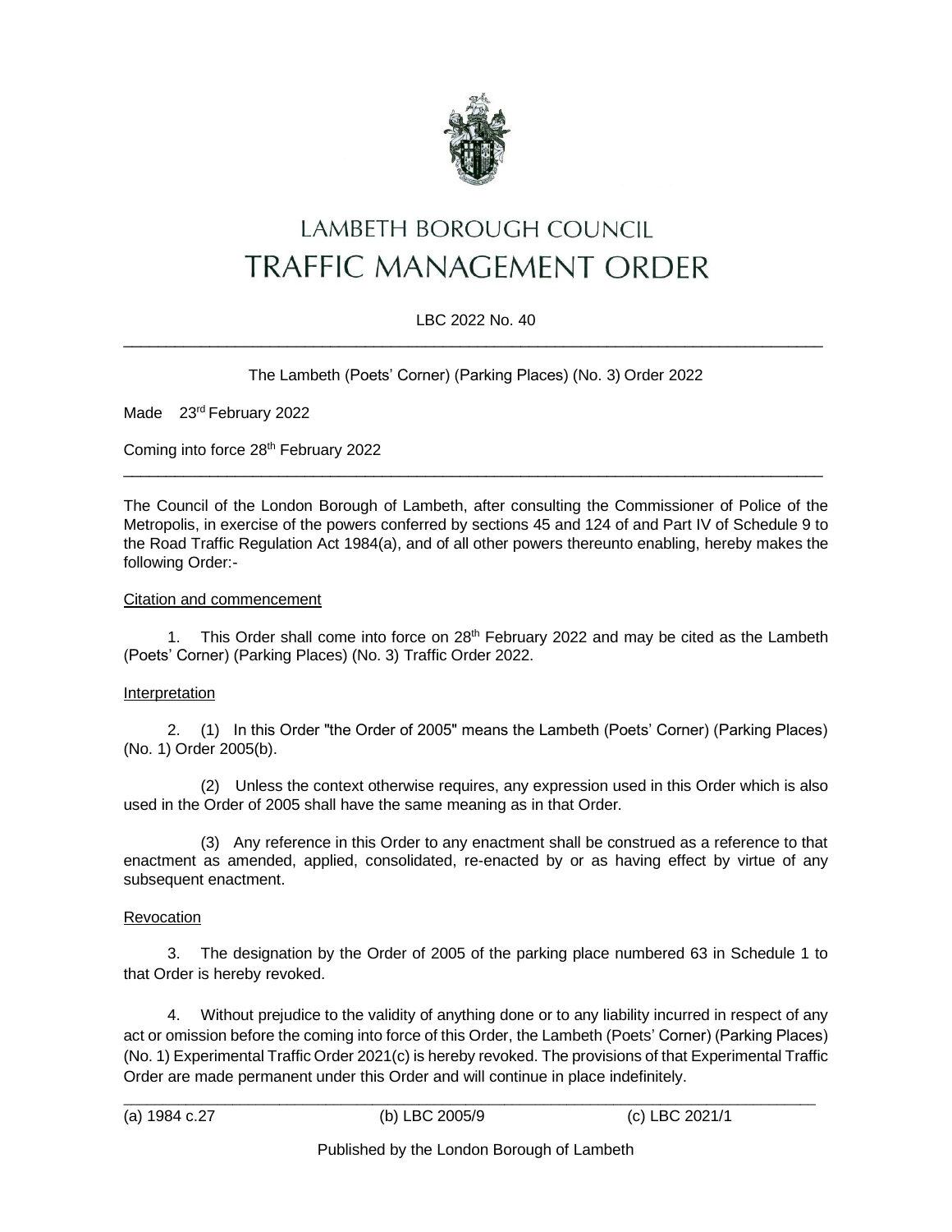# LAMBETH BOROUGH COUNCIL
# TRAFFIC MANAGEMENT ORDER

LBC 2022 No. 40

---

The Lambeth (Poets' Corner) (Parking Places) (No. 3) Order 2022

Made 23rd February 2022

Coming into force 28th February 2022

---

The Council of the London Borough of Lambeth, after consulting the Commissioner of Police of the Metropolis, in exercise of the powers conferred by sections 45 and 124 of and Part IV of Schedule 9 to the Road Traffic Regulation Act 1984(a), and of all other powers thereunto enabling, hereby makes the following Order:-

Citation and commencement

1. This Order shall come into force on 28th February 2022 and may be cited as the Lambeth (Poets' Corner) (Parking Places) (No. 3) Traffic Order 2022.

Interpretation

2. (1) In this Order "the Order of 2005" means the Lambeth (Poets' Corner) (Parking Places) (No. 1) Order 2005(b).

(2) Unless the context otherwise requires, any expression used in this Order which is also used in the Order of 2005 shall have the same meaning as in that Order.

(3) Any reference in this Order to any enactment shall be construed as a reference to that enactment as amended, applied, consolidated, re-enacted by or as having effect by virtue of any subsequent enactment.

Revocation

3. The designation by the Order of 2005 of the parking place numbered 63 in Schedule 1 to that Order is hereby revoked.

4. Without prejudice to the validity of anything done or to any liability incurred in respect of any act or omission before the coming into force of this Order, the Lambeth (Poets' Corner) (Parking Places) (No. 1) Experimental Traffic Order 2021(c) is hereby revoked. The provisions of that Experimental Traffic Order are made permanent under this Order and will continue in place indefinitely.

---

(a) 1984 c.27 (b) LBC 2005/9 (c) LBC 2021/1

Published by the London Borough of Lambeth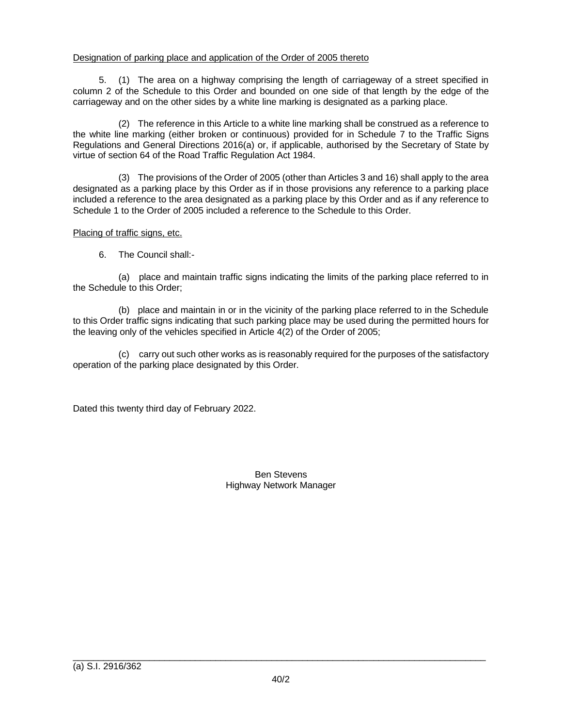Designation of parking place and application of the Order of 2005 thereto

5. (1) The area on a highway comprising the length of carriageway of a street specified in column 2 of the Schedule to this Order and bounded on one side of that length by the edge of the carriageway and on the other sides by a white line marking is designated as a parking place.

(2) The reference in this Article to a white line marking shall be construed as a reference to the white line marking (either broken or continuous) provided for in Schedule 7 to the Traffic Signs Regulations and General Directions 2016(a) or, if applicable, authorised by the Secretary of State by virtue of section 64 of the Road Traffic Regulation Act 1984.

(3) The provisions of the Order of 2005 (other than Articles 3 and 16) shall apply to the area designated as a parking place by this Order as if in those provisions any reference to a parking place included a reference to the area designated as a parking place by this Order and as if any reference to Schedule 1 to the Order of 2005 included a reference to the Schedule to this Order.

Placing of traffic signs, etc.

6. The Council shall:-

(a) place and maintain traffic signs indicating the limits of the parking place referred to in the Schedule to this Order;

(b) place and maintain in or in the vicinity of the parking place referred to in the Schedule to this Order traffic signs indicating that such parking place may be used during the permitted hours for the leaving only of the vehicles specified in Article 4(2) of the Order of 2005;

(c) carry out such other works as is reasonably required for the purposes of the satisfactory operation of the parking place designated by this Order.

Dated this twenty third day of February 2022.

Ben Stevens
Highway Network Manager

---

(a) S.I. 2916/362

40/2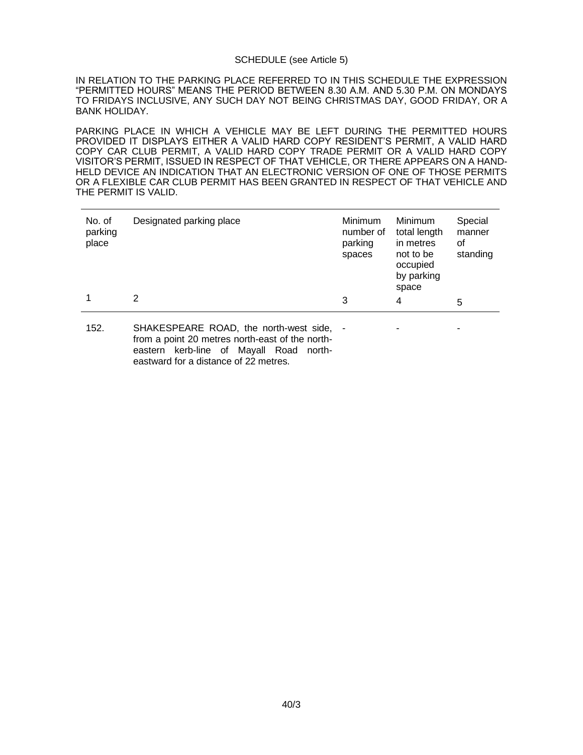SCHEDULE (see Article 5)

IN RELATION TO THE PARKING PLACE REFERRED TO IN THIS SCHEDULE THE EXPRESSION "PERMITTED HOURS" MEANS THE PERIOD BETWEEN 8.30 A.M. AND 5.30 P.M. ON MONDAYS TO FRIDAYS INCLUSIVE, ANY SUCH DAY NOT BEING CHRISTMAS DAY, GOOD FRIDAY, OR A BANK HOLIDAY.

PARKING PLACE IN WHICH A VEHICLE MAY BE LEFT DURING THE PERMITTED HOURS PROVIDED IT DISPLAYS EITHER A VALID HARD COPY RESIDENT'S PERMIT, A VALID HARD COPY CAR CLUB PERMIT, A VALID HARD COPY TRADE PERMIT OR A VALID HARD COPY VISITOR'S PERMIT, ISSUED IN RESPECT OF THAT VEHICLE, OR THERE APPEARS ON A HAND-HELD DEVICE AN INDICATION THAT AN ELECTRONIC VERSION OF ONE OF THOSE PERMITS OR A FLEXIBLE CAR CLUB PERMIT HAS BEEN GRANTED IN RESPECT OF THAT VEHICLE AND THE PERMIT IS VALID.

| No. of parking place | Designated parking place | Minimum number of parking spaces | Minimum total length in metres not to be occupied by parking space | Special manner of standing |
|---|---|---|---|---|
| 1 | 2 | 3 | 4 | 5 |
| 152. | SHAKESPEARE ROAD, the north-west side, from a point 20 metres north-east of the north-eastern kerb-line of Mayall Road north-eastward for a distance of 22 metres. | - | - | - |